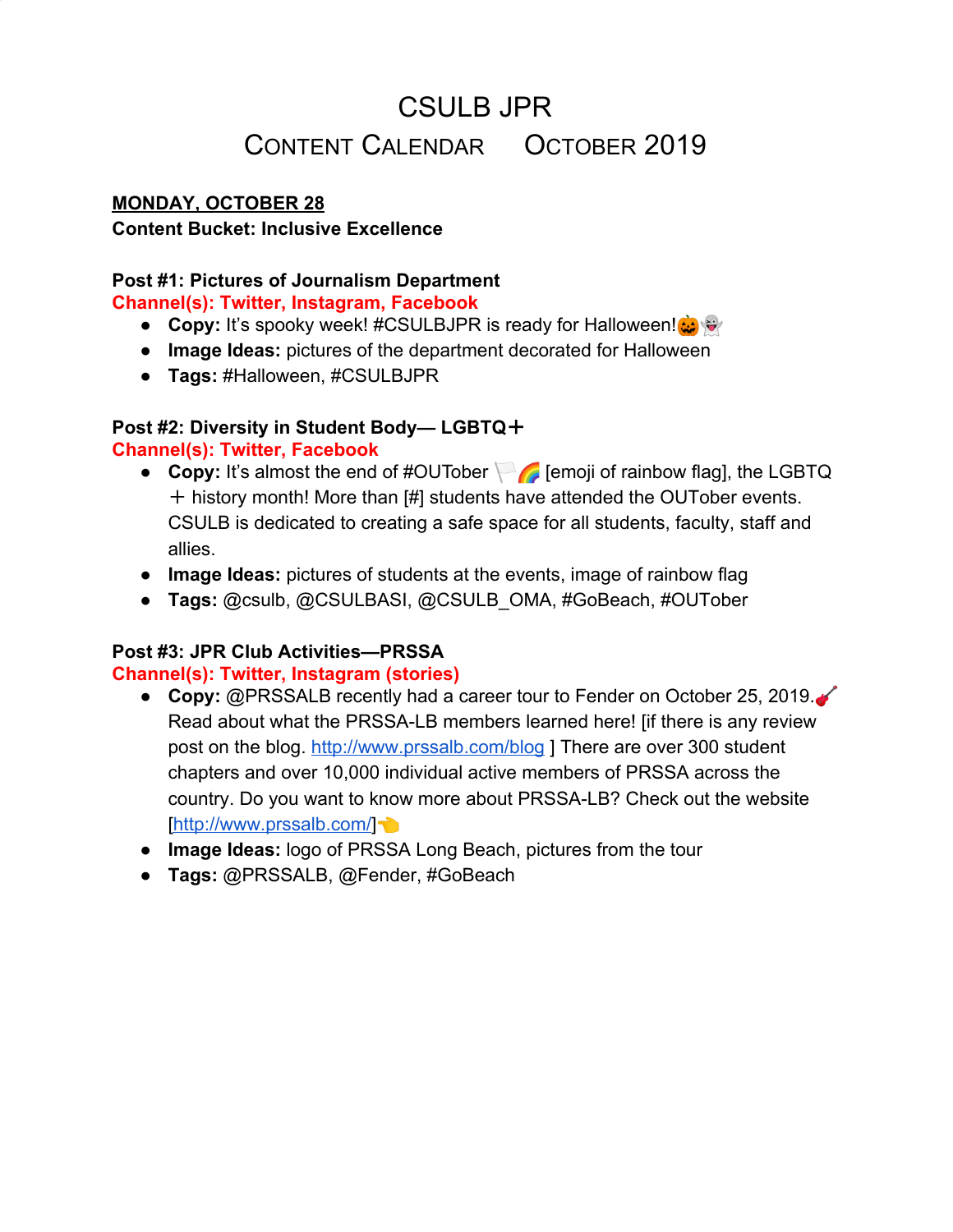# CSULB JPR

## Content Calendar    October 2019

**MONDAY, OCTOBER 28**

**Content Bucket: Inclusive Excellence**

**Post #1: Pictures of Journalism Department**

**Channel(s): Twitter, Instagram, Facebook**

- **Copy:** It's spooky week! #CSULBJPR is ready for Halloween!🎃👻
- **Image Ideas:** pictures of the department decorated for Halloween
- **Tags:** #Halloween, #CSULBJPR

**Post #2: Diversity in Student Body— LGBTQ+**

**Channel(s): Twitter, Facebook**

- **Copy:** It's almost the end of #OUTober 🏳️‍🌈 [emoji of rainbow flag], the LGBTQ + history month! More than [#] students have attended the OUTober events. CSULB is dedicated to creating a safe space for all students, faculty, staff and allies.
- **Image Ideas:** pictures of students at the events, image of rainbow flag
- **Tags:** @csulb, @CSULBASI, @CSULB_OMA, #GoBeach, #OUTober

**Post #3: JPR Club Activities—PRSSA**

**Channel(s): Twitter, Instagram (stories)**

- **Copy:** @PRSSALB recently had a career tour to Fender on October 25, 2019.🎸 Read about what the PRSSA-LB members learned here! [if there is any review post on the blog. http://www.prssalb.com/blog ] There are over 300 student chapters and over 10,000 individual active members of PRSSA across the country. Do you want to know more about PRSSA-LB? Check out the website [http://www.prssalb.com/]👈
- **Image Ideas:** logo of PRSSA Long Beach, pictures from the tour
- **Tags:** @PRSSALB, @Fender, #GoBeach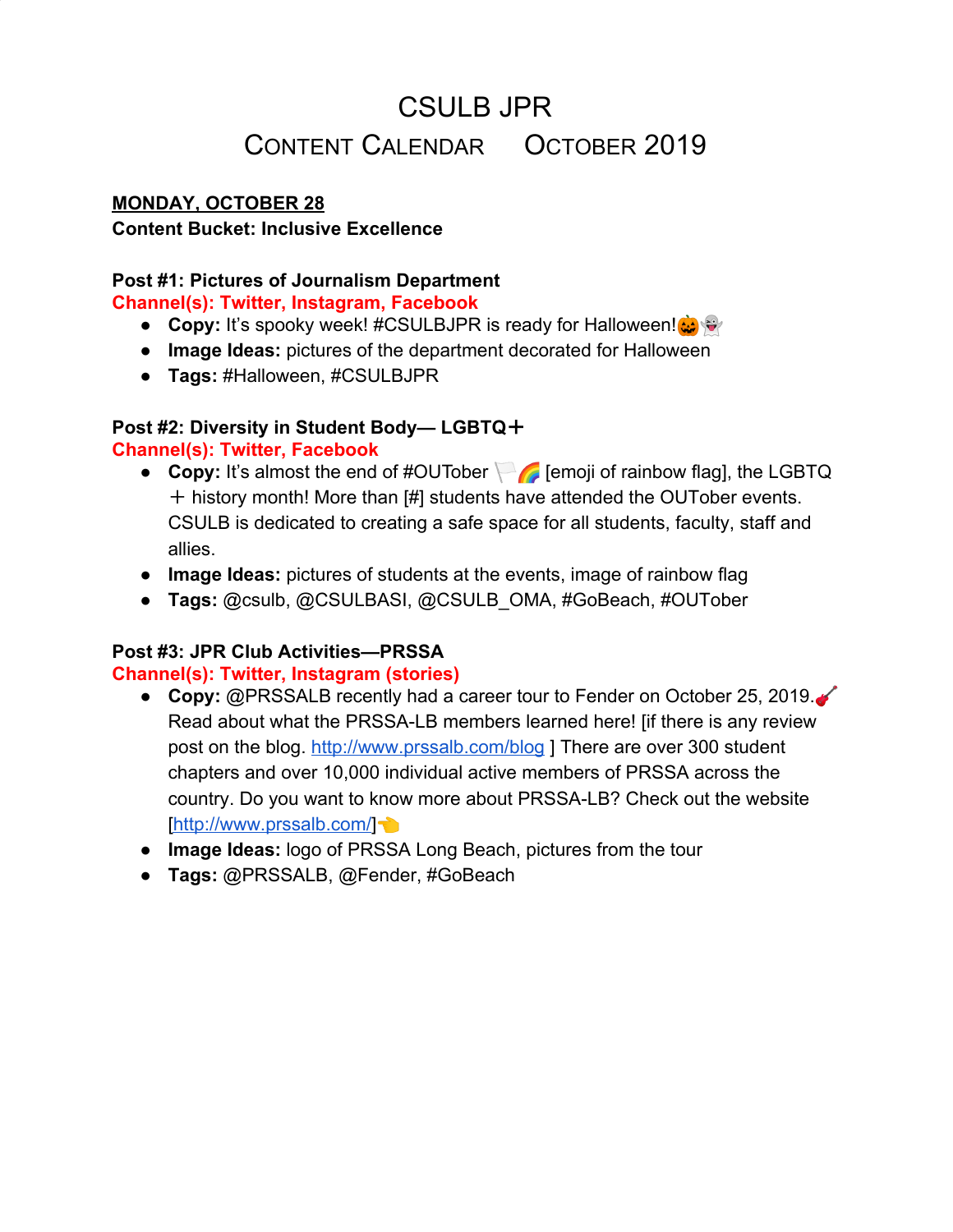# CSULB JPR

## Content Calendar October 2019

**MONDAY, OCTOBER 28**

**Content Bucket: Inclusive Excellence**

**Post #1: Pictures of Journalism Department**

**Channel(s): Twitter, Instagram, Facebook**

- **Copy:** It's spooky week! #CSULBJPR is ready for Halloween!🎃👻
- **Image Ideas:** pictures of the department decorated for Halloween
- **Tags:** #Halloween, #CSULBJPR

**Post #2: Diversity in Student Body— LGBTQ+**

**Channel(s): Twitter, Facebook**

- **Copy:** It's almost the end of #OUTober 🏳️‍🌈 [emoji of rainbow flag], the LGBTQ + history month! More than [#] students have attended the OUTober events. CSULB is dedicated to creating a safe space for all students, faculty, staff and allies.
- **Image Ideas:** pictures of students at the events, image of rainbow flag
- **Tags:** @csulb, @CSULBASI, @CSULB_OMA, #GoBeach, #OUTober

**Post #3: JPR Club Activities—PRSSA**

**Channel(s): Twitter, Instagram (stories)**

- **Copy:** @PRSSALB recently had a career tour to Fender on October 25, 2019.🎸 Read about what the PRSSA-LB members learned here! [if there is any review post on the blog. http://www.prssalb.com/blog ] There are over 300 student chapters and over 10,000 individual active members of PRSSA across the country. Do you want to know more about PRSSA-LB? Check out the website [http://www.prssalb.com/]👈
- **Image Ideas:** logo of PRSSA Long Beach, pictures from the tour
- **Tags:** @PRSSALB, @Fender, #GoBeach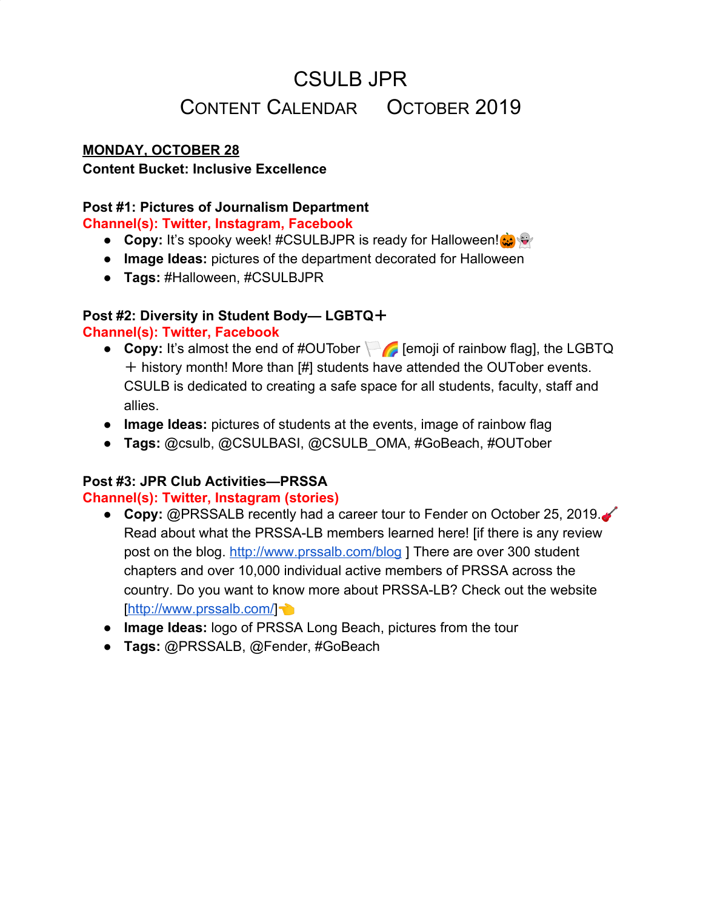# CSULB JPR

## Content Calendar    October 2019

**MONDAY, OCTOBER 28**

**Content Bucket: Inclusive Excellence**

**Post #1: Pictures of Journalism Department**

**Channel(s): Twitter, Instagram, Facebook**

- **Copy:** It's spooky week! #CSULBJPR is ready for Halloween!🎃👻
- **Image Ideas:** pictures of the department decorated for Halloween
- **Tags:** #Halloween, #CSULBJPR

**Post #2: Diversity in Student Body— LGBTQ+**

**Channel(s): Twitter, Facebook**

- **Copy:** It's almost the end of #OUTober 🏳️‍🌈 [emoji of rainbow flag], the LGBTQ + history month! More than [#] students have attended the OUTober events. CSULB is dedicated to creating a safe space for all students, faculty, staff and allies.
- **Image Ideas:** pictures of students at the events, image of rainbow flag
- **Tags:** @csulb, @CSULBASI, @CSULB_OMA, #GoBeach, #OUTober

**Post #3: JPR Club Activities—PRSSA**

**Channel(s): Twitter, Instagram (stories)**

- **Copy:** @PRSSALB recently had a career tour to Fender on October 25, 2019.🎸 Read about what the PRSSA-LB members learned here! [if there is any review post on the blog. http://www.prssalb.com/blog ] There are over 300 student chapters and over 10,000 individual active members of PRSSA across the country. Do you want to know more about PRSSA-LB? Check out the website [http://www.prssalb.com/]👈
- **Image Ideas:** logo of PRSSA Long Beach, pictures from the tour
- **Tags:** @PRSSALB, @Fender, #GoBeach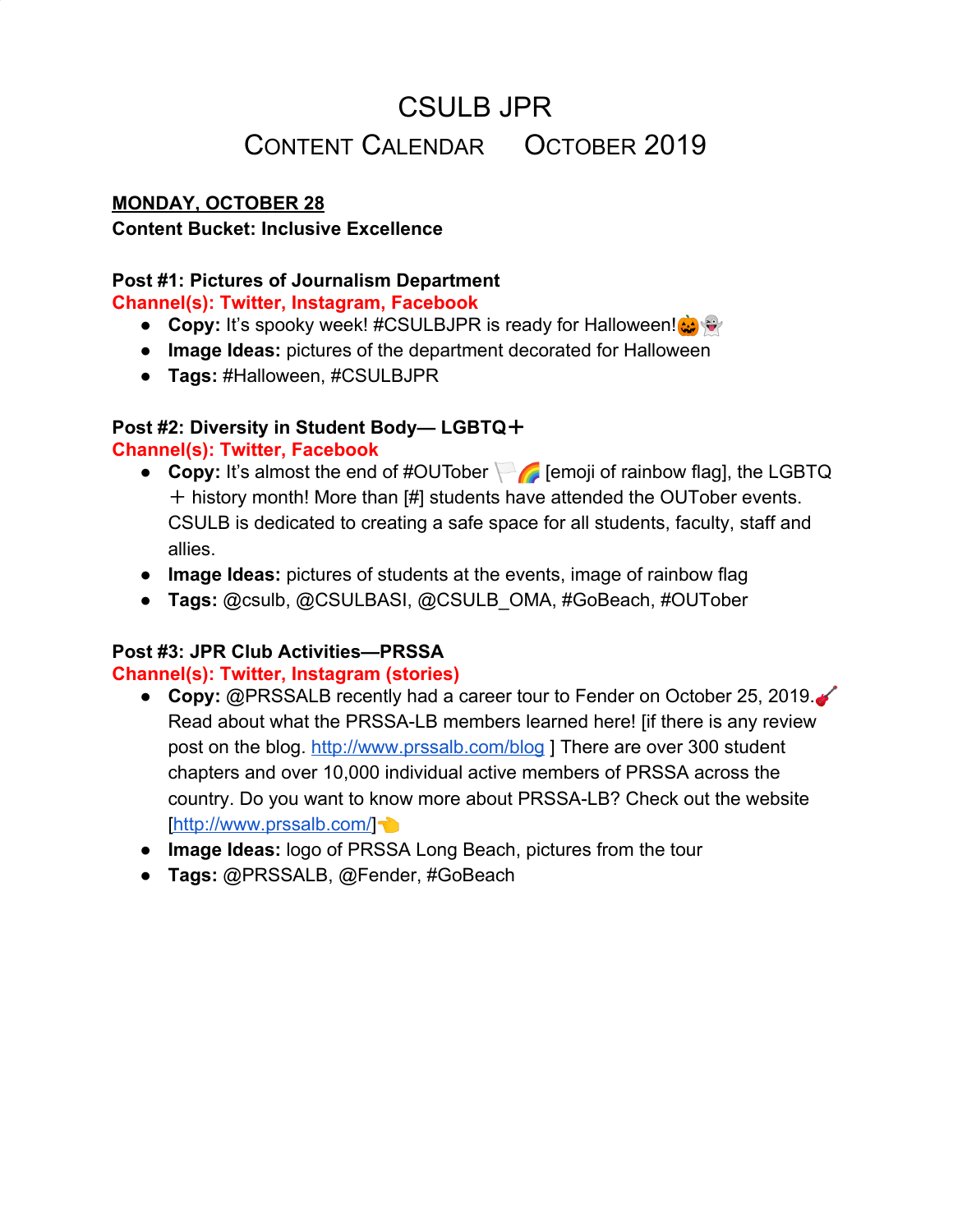# CSULB JPR

## Content Calendar October 2019

**MONDAY, OCTOBER 28**

**Content Bucket: Inclusive Excellence**

**Post #1: Pictures of Journalism Department**

**Channel(s): Twitter, Instagram, Facebook**

- **Copy:** It's spooky week! #CSULBJPR is ready for Halloween!🎃👻
- **Image Ideas:** pictures of the department decorated for Halloween
- **Tags:** #Halloween, #CSULBJPR

**Post #2: Diversity in Student Body— LGBTQ+**

**Channel(s): Twitter, Facebook**

- **Copy:** It's almost the end of #OUTober 🏳️‍🌈 [emoji of rainbow flag], the LGBTQ + history month! More than [#] students have attended the OUTober events. CSULB is dedicated to creating a safe space for all students, faculty, staff and allies.
- **Image Ideas:** pictures of students at the events, image of rainbow flag
- **Tags:** @csulb, @CSULBASI, @CSULB_OMA, #GoBeach, #OUTober

**Post #3: JPR Club Activities—PRSSA**

**Channel(s): Twitter, Instagram (stories)**

- **Copy:** @PRSSALB recently had a career tour to Fender on October 25, 2019.🎸 Read about what the PRSSA-LB members learned here! [if there is any review post on the blog. http://www.prssalb.com/blog ] There are over 300 student chapters and over 10,000 individual active members of PRSSA across the country. Do you want to know more about PRSSA-LB? Check out the website [http://www.prssalb.com/]👈
- **Image Ideas:** logo of PRSSA Long Beach, pictures from the tour
- **Tags:** @PRSSALB, @Fender, #GoBeach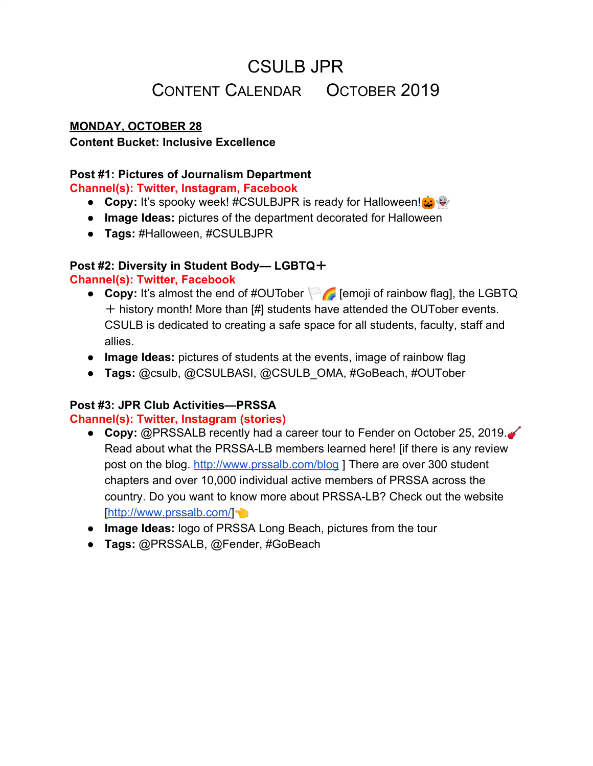# CSULB JPR

## Content Calendar October 2019

**MONDAY, OCTOBER 28**

**Content Bucket: Inclusive Excellence**

**Post #1: Pictures of Journalism Department**

**Channel(s): Twitter, Instagram, Facebook**

- **Copy:** It's spooky week! #CSULBJPR is ready for Halloween!🎃👻
- **Image Ideas:** pictures of the department decorated for Halloween
- **Tags:** #Halloween, #CSULBJPR

**Post #2: Diversity in Student Body— LGBTQ+**

**Channel(s): Twitter, Facebook**

- **Copy:** It's almost the end of #OUTober 🏳️‍🌈 [emoji of rainbow flag], the LGBTQ + history month! More than [#] students have attended the OUTober events. CSULB is dedicated to creating a safe space for all students, faculty, staff and allies.
- **Image Ideas:** pictures of students at the events, image of rainbow flag
- **Tags:** @csulb, @CSULBASI, @CSULB_OMA, #GoBeach, #OUTober

**Post #3: JPR Club Activities—PRSSA**

**Channel(s): Twitter, Instagram (stories)**

- **Copy:** @PRSSALB recently had a career tour to Fender on October 25, 2019.🎸 Read about what the PRSSA-LB members learned here! [if there is any review post on the blog. http://www.prssalb.com/blog ] There are over 300 student chapters and over 10,000 individual active members of PRSSA across the country. Do you want to know more about PRSSA-LB? Check out the website [http://www.prssalb.com/]👈
- **Image Ideas:** logo of PRSSA Long Beach, pictures from the tour
- **Tags:** @PRSSALB, @Fender, #GoBeach